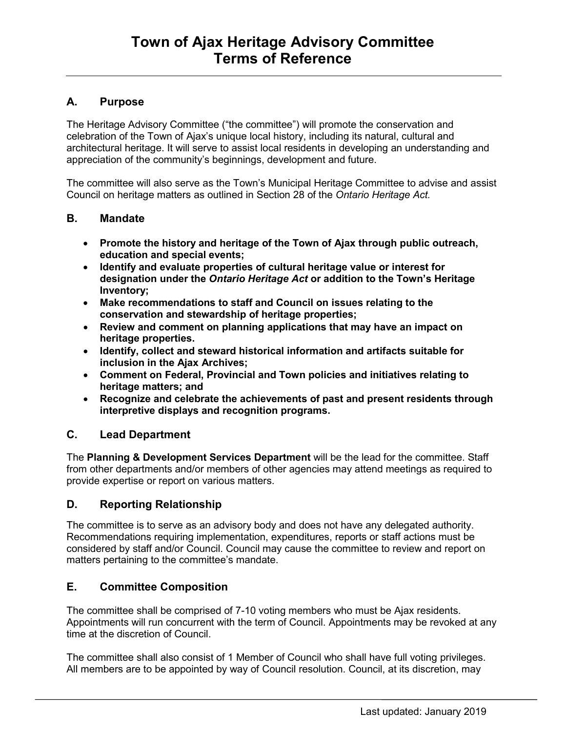# Town of Ajax Heritage Advisory Committee
# Terms of Reference

## A. Purpose

The Heritage Advisory Committee ("the committee") will promote the conservation and celebration of the Town of Ajax's unique local history, including its natural, cultural and architectural heritage. It will serve to assist local residents in developing an understanding and appreciation of the community's beginnings, development and future.

The committee will also serve as the Town's Municipal Heritage Committee to advise and assist Council on heritage matters as outlined in Section 28 of the *Ontario Heritage Act.*

## B. Mandate

- **Promote the history and heritage of the Town of Ajax through public outreach, education and special events;**
- **Identify and evaluate properties of cultural heritage value or interest for designation under the *Ontario Heritage Act* or addition to the Town's Heritage Inventory;**
- **Make recommendations to staff and Council on issues relating to the conservation and stewardship of heritage properties;**
- **Review and comment on planning applications that may have an impact on heritage properties.**
- **Identify, collect and steward historical information and artifacts suitable for inclusion in the Ajax Archives;**
- **Comment on Federal, Provincial and Town policies and initiatives relating to heritage matters; and**
- **Recognize and celebrate the achievements of past and present residents through interpretive displays and recognition programs.**

## C. Lead Department

The **Planning & Development Services Department** will be the lead for the committee. Staff from other departments and/or members of other agencies may attend meetings as required to provide expertise or report on various matters.

## D. Reporting Relationship

The committee is to serve as an advisory body and does not have any delegated authority. Recommendations requiring implementation, expenditures, reports or staff actions must be considered by staff and/or Council. Council may cause the committee to review and report on matters pertaining to the committee's mandate.

## E. Committee Composition

The committee shall be comprised of 7-10 voting members who must be Ajax residents. Appointments will run concurrent with the term of Council. Appointments may be revoked at any time at the discretion of Council.

The committee shall also consist of 1 Member of Council who shall have full voting privileges. All members are to be appointed by way of Council resolution. Council, at its discretion, may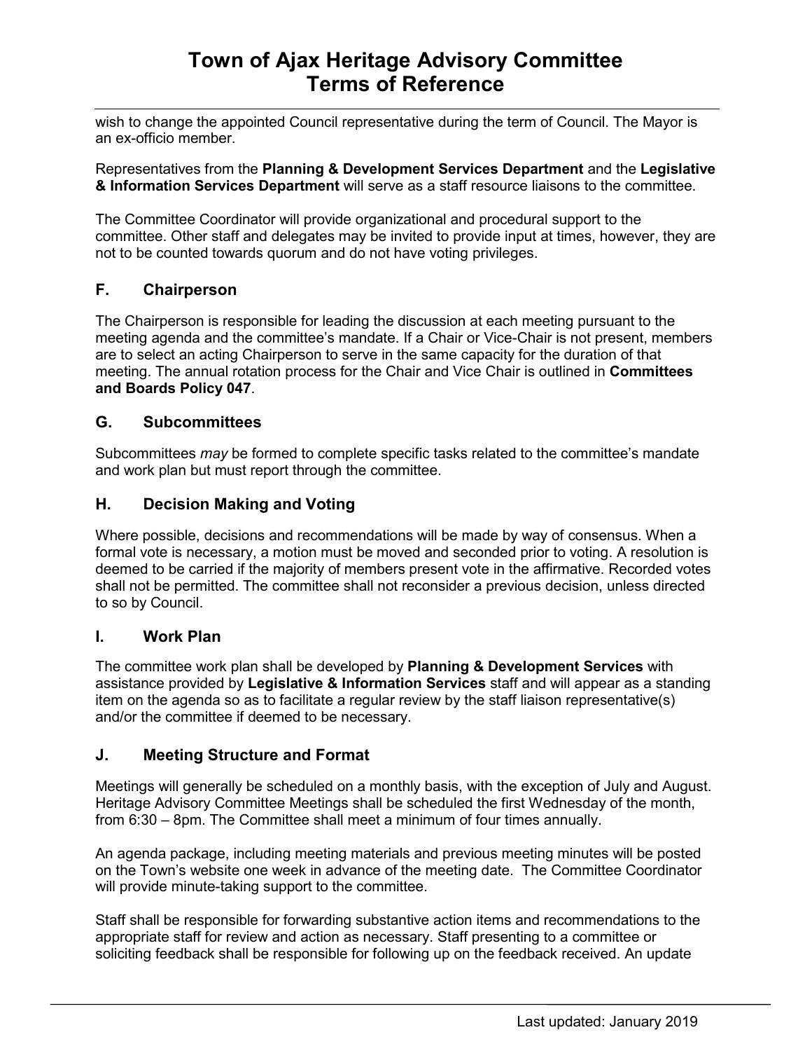wish to change the appointed Council representative during the term of Council. The Mayor is an ex-officio member.

Representatives from the **Planning & Development Services Department** and the **Legislative & Information Services Department** will serve as a staff resource liaisons to the committee.

The Committee Coordinator will provide organizational and procedural support to the committee. Other staff and delegates may be invited to provide input at times, however, they are not to be counted towards quorum and do not have voting privileges.

## F. Chairperson

The Chairperson is responsible for leading the discussion at each meeting pursuant to the meeting agenda and the committee's mandate. If a Chair or Vice-Chair is not present, members are to select an acting Chairperson to serve in the same capacity for the duration of that meeting. The annual rotation process for the Chair and Vice Chair is outlined in **Committees and Boards Policy 047**.

## G. Subcommittees

Subcommittees *may* be formed to complete specific tasks related to the committee's mandate and work plan but must report through the committee.

## H. Decision Making and Voting

Where possible, decisions and recommendations will be made by way of consensus. When a formal vote is necessary, a motion must be moved and seconded prior to voting. A resolution is deemed to be carried if the majority of members present vote in the affirmative. Recorded votes shall not be permitted. The committee shall not reconsider a previous decision, unless directed to so by Council.

## I. Work Plan

The committee work plan shall be developed by **Planning & Development Services** with assistance provided by **Legislative & Information Services** staff and will appear as a standing item on the agenda so as to facilitate a regular review by the staff liaison representative(s) and/or the committee if deemed to be necessary.

## J. Meeting Structure and Format

Meetings will generally be scheduled on a monthly basis, with the exception of July and August. Heritage Advisory Committee Meetings shall be scheduled the first Wednesday of the month, from 6:30 – 8pm. The Committee shall meet a minimum of four times annually.

An agenda package, including meeting materials and previous meeting minutes will be posted on the Town's website one week in advance of the meeting date. The Committee Coordinator will provide minute-taking support to the committee.

Staff shall be responsible for forwarding substantive action items and recommendations to the appropriate staff for review and action as necessary. Staff presenting to a committee or soliciting feedback shall be responsible for following up on the feedback received. An update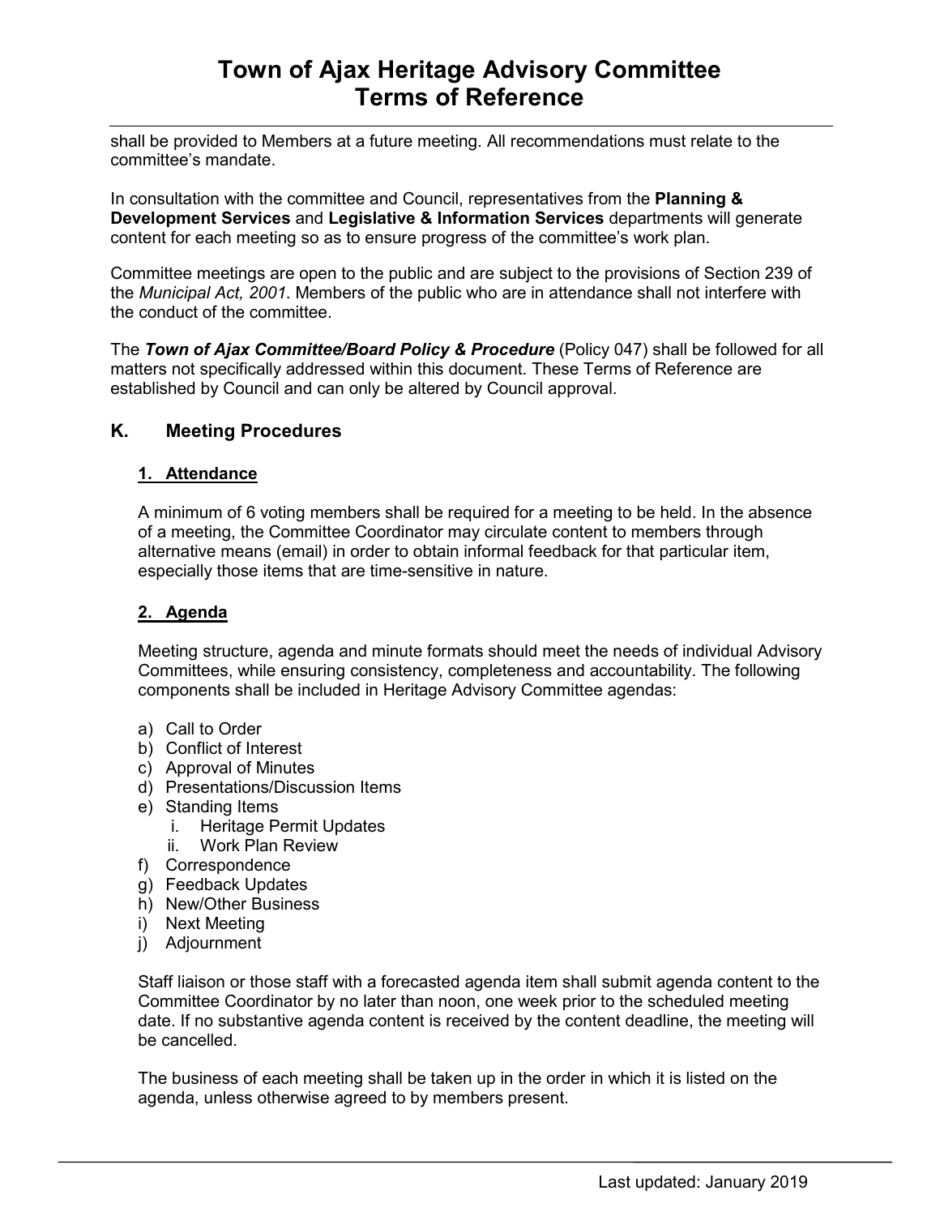shall be provided to Members at a future meeting. All recommendations must relate to the committee's mandate.

In consultation with the committee and Council, representatives from the **Planning & Development Services** and **Legislative & Information Services** departments will generate content for each meeting so as to ensure progress of the committee's work plan.

Committee meetings are open to the public and are subject to the provisions of Section 239 of the *Municipal Act, 2001*. Members of the public who are in attendance shall not interfere with the conduct of the committee.

The ***Town of Ajax Committee/Board Policy & Procedure*** (Policy 047) shall be followed for all matters not specifically addressed within this document. These Terms of Reference are established by Council and can only be altered by Council approval.

## K. Meeting Procedures

### 1. Attendance

A minimum of 6 voting members shall be required for a meeting to be held. In the absence of a meeting, the Committee Coordinator may circulate content to members through alternative means (email) in order to obtain informal feedback for that particular item, especially those items that are time-sensitive in nature.

### 2. Agenda

Meeting structure, agenda and minute formats should meet the needs of individual Advisory Committees, while ensuring consistency, completeness and accountability. The following components shall be included in Heritage Advisory Committee agendas:

a) Call to Order
b) Conflict of Interest
c) Approval of Minutes
d) Presentations/Discussion Items
e) Standing Items
   i. Heritage Permit Updates
   ii. Work Plan Review
f) Correspondence
g) Feedback Updates
h) New/Other Business
i) Next Meeting
j) Adjournment

Staff liaison or those staff with a forecasted agenda item shall submit agenda content to the Committee Coordinator by no later than noon, one week prior to the scheduled meeting date. If no substantive agenda content is received by the content deadline, the meeting will be cancelled.

The business of each meeting shall be taken up in the order in which it is listed on the agenda, unless otherwise agreed to by members present.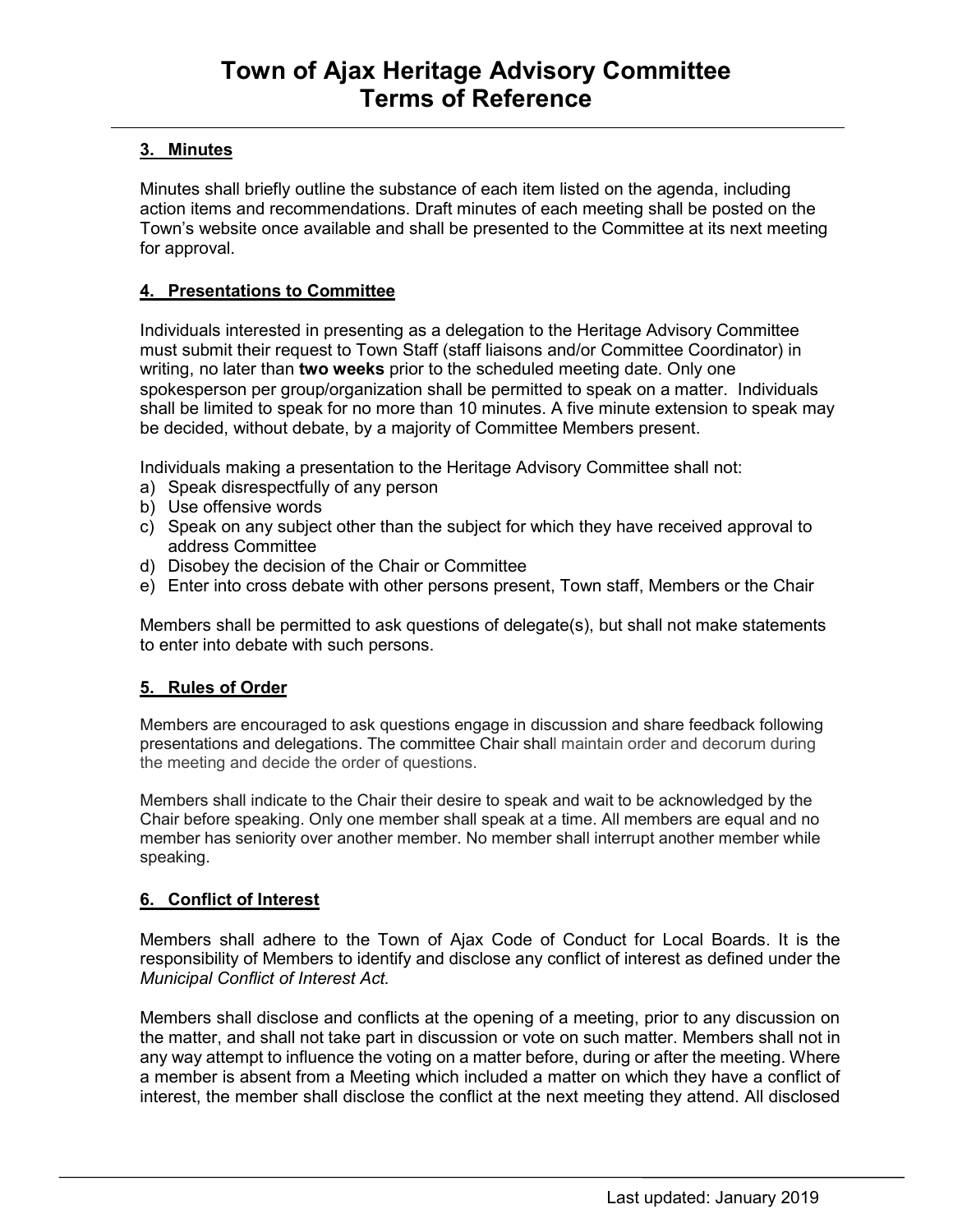### 3. Minutes

Minutes shall briefly outline the substance of each item listed on the agenda, including action items and recommendations. Draft minutes of each meeting shall be posted on the Town's website once available and shall be presented to the Committee at its next meeting for approval.

### 4. Presentations to Committee

Individuals interested in presenting as a delegation to the Heritage Advisory Committee must submit their request to Town Staff (staff liaisons and/or Committee Coordinator) in writing, no later than **two weeks** prior to the scheduled meeting date. Only one spokesperson per group/organization shall be permitted to speak on a matter. Individuals shall be limited to speak for no more than 10 minutes. A five minute extension to speak may be decided, without debate, by a majority of Committee Members present.

Individuals making a presentation to the Heritage Advisory Committee shall not:

a) Speak disrespectfully of any person
b) Use offensive words
c) Speak on any subject other than the subject for which they have received approval to address Committee
d) Disobey the decision of the Chair or Committee
e) Enter into cross debate with other persons present, Town staff, Members or the Chair

Members shall be permitted to ask questions of delegate(s), but shall not make statements to enter into debate with such persons.

### 5. Rules of Order

Members are encouraged to ask questions engage in discussion and share feedback following presentations and delegations. The committee Chair shall maintain order and decorum during the meeting and decide the order of questions.

Members shall indicate to the Chair their desire to speak and wait to be acknowledged by the Chair before speaking. Only one member shall speak at a time. All members are equal and no member has seniority over another member. No member shall interrupt another member while speaking.

### 6. Conflict of Interest

Members shall adhere to the Town of Ajax Code of Conduct for Local Boards. It is the responsibility of Members to identify and disclose any conflict of interest as defined under the *Municipal Conflict of Interest Act.*

Members shall disclose and conflicts at the opening of a meeting, prior to any discussion on the matter, and shall not take part in discussion or vote on such matter. Members shall not in any way attempt to influence the voting on a matter before, during or after the meeting. Where a member is absent from a Meeting which included a matter on which they have a conflict of interest, the member shall disclose the conflict at the next meeting they attend. All disclosed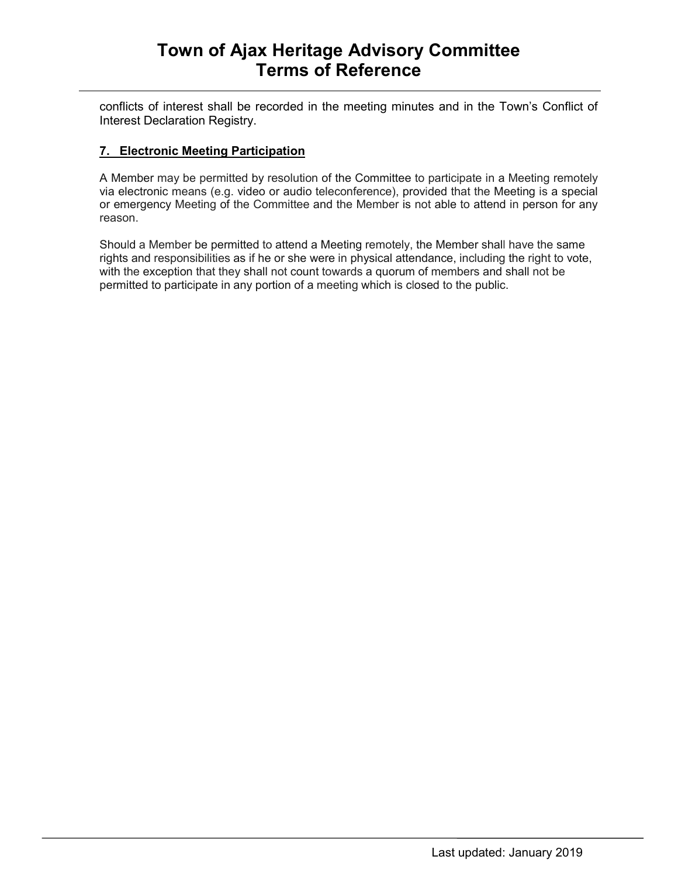conflicts of interest shall be recorded in the meeting minutes and in the Town's Conflict of Interest Declaration Registry.

## 7. Electronic Meeting Participation

A Member may be permitted by resolution of the Committee to participate in a Meeting remotely via electronic means (e.g. video or audio teleconference), provided that the Meeting is a special or emergency Meeting of the Committee and the Member is not able to attend in person for any reason.

Should a Member be permitted to attend a Meeting remotely, the Member shall have the same rights and responsibilities as if he or she were in physical attendance, including the right to vote, with the exception that they shall not count towards a quorum of members and shall not be permitted to participate in any portion of a meeting which is closed to the public.